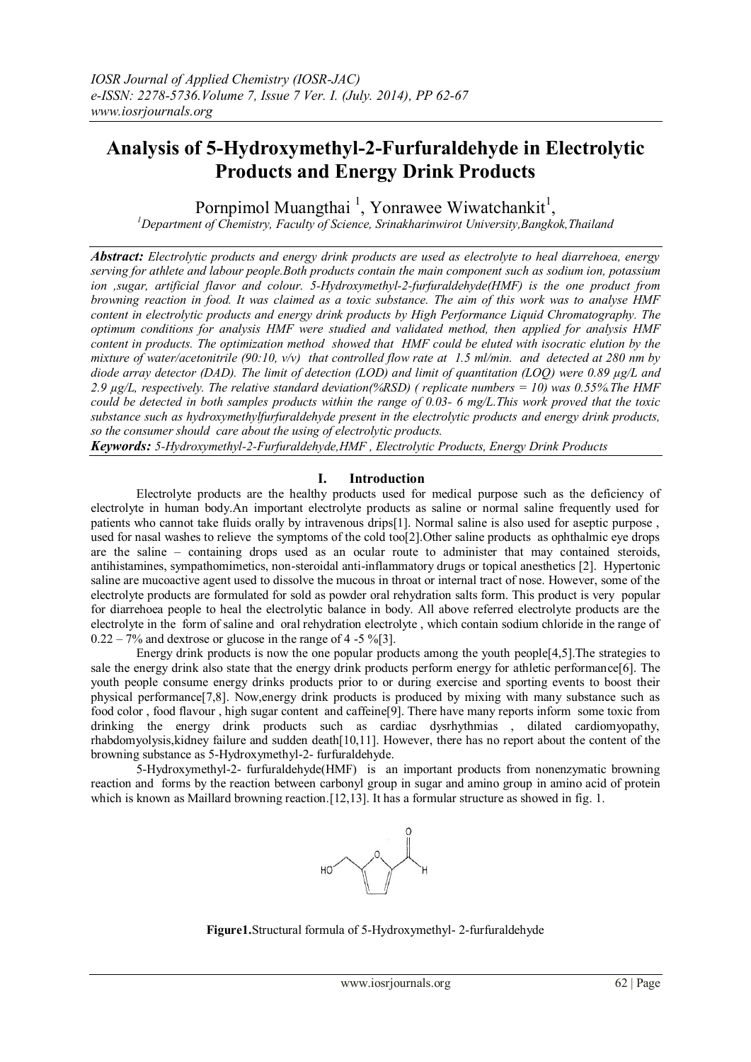# Analysis of 5-Hydroxymethyl-2-Furfuraldehyde in Electrolytic Products and Energy Drink Products

Pornpimol Muangthai [1], Yonrawee Wiwatchankit[1],

[1]Department of Chemistry, Faculty of Science, Srinakharinwirot University,Bangkok,Thailand

***Abstract:*** *Electrolytic products and energy drink products are used as electrolyte to heal diarrehoea, energy serving for athlete and labour people.Both products contain the main component such as sodium ion, potassium ion ,sugar, artificial flavor and colour. 5-Hydroxymethyl-2-furfuraldehyde(HMF) is the one product from browning reaction in food. It was claimed as a toxic substance. The aim of this work was to analyse HMF content in electrolytic products and energy drink products by High Performance Liquid Chromatography. The optimum conditions for analysis HMF were studied and validated method, then applied for analysis HMF content in products. The optimization method showed that HMF could be eluted with isocratic elution by the mixture of water/acetonitrile (90:10, v/v) that controlled flow rate at 1.5 ml/min. and detected at 280 nm by diode array detector (DAD). The limit of detection (LOD) and limit of quantitation (LOQ) were 0.89 µg/L and 2.9 µg/L, respectively. The relative standard deviation(%RSD) ( replicate numbers = 10) was 0.55%.The HMF could be detected in both samples products within the range of 0.03- 6 mg/L.This work proved that the toxic substance such as hydroxymethylfurfuraldehyde present in the electrolytic products and energy drink products, so the consumer should care about the using of electrolytic products.*

***Keywords:*** *5-Hydroxymethyl-2-Furfuraldehyde,HMF , Electrolytic Products, Energy Drink Products*

## I. Introduction

Electrolyte products are the healthy products used for medical purpose such as the deficiency of electrolyte in human body.An important electrolyte products as saline or normal saline frequently used for patients who cannot take fluids orally by intravenous drips[1]. Normal saline is also used for aseptic purpose , used for nasal washes to relieve the symptoms of the cold too[2].Other saline products as ophthalmic eye drops are the saline – containing drops used as an ocular route to administer that may contained steroids, antihistamines, sympathomimetics, non-steroidal anti-inflammatory drugs or topical anesthetics [2]. Hypertonic saline are mucoactive agent used to dissolve the mucous in throat or internal tract of nose. However, some of the electrolyte products are formulated for sold as powder oral rehydration salts form. This product is very popular for diarrehoea people to heal the electrolytic balance in body. All above referred electrolyte products are the electrolyte in the form of saline and oral rehydration electrolyte , which contain sodium chloride in the range of 0.22 – 7% and dextrose or glucose in the range of 4 -5 %[3].

Energy drink products is now the one popular products among the youth people[4,5].The strategies to sale the energy drink also state that the energy drink products perform energy for athletic performance[6]. The youth people consume energy drinks products prior to or during exercise and sporting events to boost their physical performance[7,8]. Now,energy drink products is produced by mixing with many substance such as food color , food flavour , high sugar content and caffeine[9]. There have many reports inform some toxic from drinking the energy drink products such as cardiac dysrhythmias , dilated cardiomyopathy, rhabdomyolysis,kidney failure and sudden death[10,11]. However, there has no report about the content of the browning substance as 5-Hydroxymethyl-2- furfuraldehyde.

5-Hydroxymethyl-2- furfuraldehyde(HMF) is an important products from nonenzymatic browning reaction and forms by the reaction between carbonyl group in sugar and amino group in amino acid of protein which is known as Maillard browning reaction.[12,13]. It has a formular structure as showed in fig. 1.

**Figure1.**Structural formula of 5-Hydroxymethyl- 2-furfuraldehyde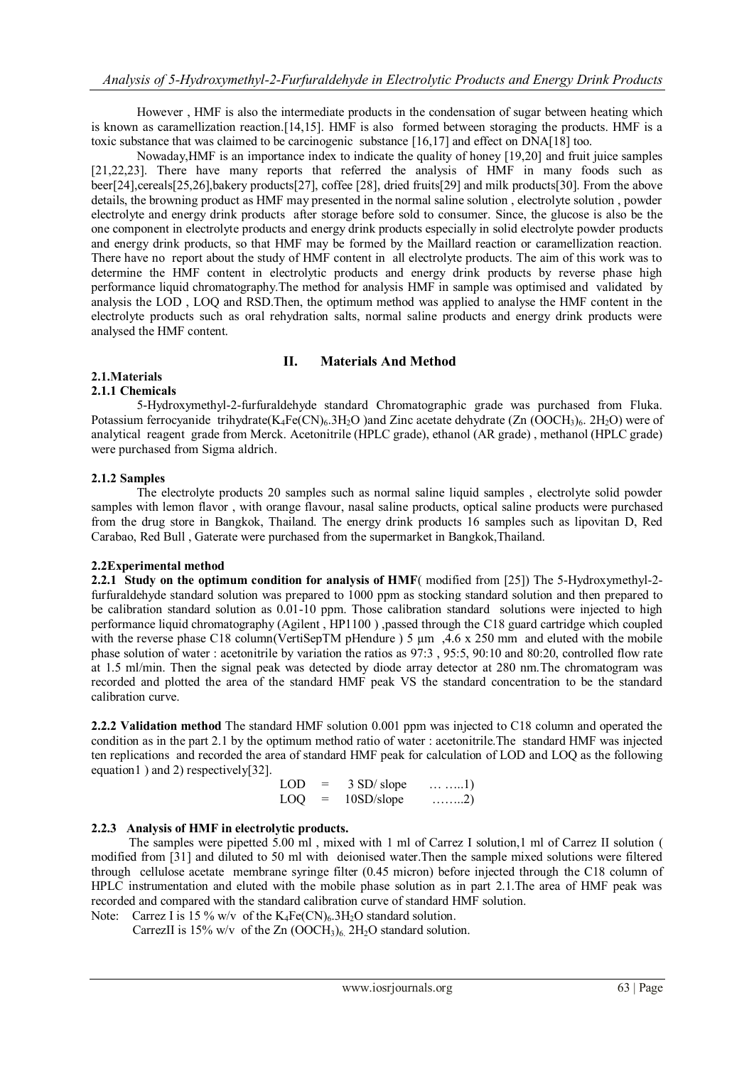However , HMF is also the intermediate products in the condensation of sugar between heating which is known as caramellization reaction.[14,15]. HMF is also formed between storaging the products. HMF is a toxic substance that was claimed to be carcinogenic substance [16,17] and effect on DNA[18] too.

Nowaday,HMF is an importance index to indicate the quality of honey [19,20] and fruit juice samples [21,22,23]. There have many reports that referred the analysis of HMF in many foods such as beer[24],cereals[25,26],bakery products[27], coffee [28], dried fruits[29] and milk products[30]. From the above details, the browning product as HMF may presented in the normal saline solution , electrolyte solution , powder electrolyte and energy drink products after storage before sold to consumer. Since, the glucose is also be the one component in electrolyte products and energy drink products especially in solid electrolyte powder products and energy drink products, so that HMF may be formed by the Maillard reaction or caramellization reaction. There have no report about the study of HMF content in all electrolyte products. The aim of this work was to determine the HMF content in electrolytic products and energy drink products by reverse phase high performance liquid chromatography.The method for analysis HMF in sample was optimised and validated by analysis the LOD , LOQ and RSD.Then, the optimum method was applied to analyse the HMF content in the electrolyte products such as oral rehydration salts, normal saline products and energy drink products were analysed the HMF content.

## II. Materials And Method

### 2.1.Materials

#### 2.1.1 Chemicals

5-Hydroxymethyl-2-furfuraldehyde standard Chromatographic grade was purchased from Fluka. Potassium ferrocyanide trihydrate($K_4Fe(CN)_6.3H_2O$ )and Zinc acetate dehydrate ($Zn\ (OOCH_3)_6.\ 2H_2O$) were of analytical reagent grade from Merck. Acetonitrile (HPLC grade), ethanol (AR grade) , methanol (HPLC grade) were purchased from Sigma aldrich.

#### 2.1.2 Samples

The electrolyte products 20 samples such as normal saline liquid samples , electrolyte solid powder samples with lemon flavor , with orange flavour, nasal saline products, optical saline products were purchased from the drug store in Bangkok, Thailand. The energy drink products 16 samples such as lipovitan D, Red Carabao, Red Bull , Gaterate were purchased from the supermarket in Bangkok,Thailand.

### 2.2Experimental method

**2.2.1 Study on the optimum condition for analysis of HMF**( modified from [25]) The 5-Hydroxymethyl-2-furfuraldehyde standard solution was prepared to 1000 ppm as stocking standard solution and then prepared to be calibration standard solution as 0.01-10 ppm. Those calibration standard solutions were injected to high performance liquid chromatography (Agilent , HP1100 ) ,passed through the C18 guard cartridge which coupled with the reverse phase C18 column(VertiSepTM pHendure ) 5 µm ,4.6 x 250 mm and eluted with the mobile phase solution of water : acetonitrile by variation the ratios as 97:3 , 95:5, 90:10 and 80:20, controlled flow rate at 1.5 ml/min. Then the signal peak was detected by diode array detector at 280 nm.The chromatogram was recorded and plotted the area of the standard HMF peak VS the standard concentration to be the standard calibration curve.

**2.2.2 Validation method** The standard HMF solution 0.001 ppm was injected to C18 column and operated the condition as in the part 2.1 by the optimum method ratio of water : acetonitrile.The standard HMF was injected ten replications and recorded the area of standard HMF peak for calculation of LOD and LOQ as the following equation1 ) and 2) respectively[32].

$$LOD = 3\ SD/\ slope \quad \ldots \ldots 1)$$

$$LOQ = 10SD/slope \quad \ldots \ldots 2)$$

#### 2.2.3 Analysis of HMF in electrolytic products.

The samples were pipetted 5.00 ml , mixed with 1 ml of Carrez I solution,1 ml of Carrez II solution ( modified from [31] and diluted to 50 ml with deionised water.Then the sample mixed solutions were filtered through cellulose acetate membrane syringe filter (0.45 micron) before injected through the C18 column of HPLC instrumentation and eluted with the mobile phase solution as in part 2.1.The area of HMF peak was recorded and compared with the standard calibration curve of standard HMF solution.

Note: Carrez I is 15 % w/v of the $K_4Fe(CN)_6.3H_2O$ standard solution.
CarrezII is 15% w/v of the $Zn\ (OOCH_3)_6.\ 2H_2O$ standard solution.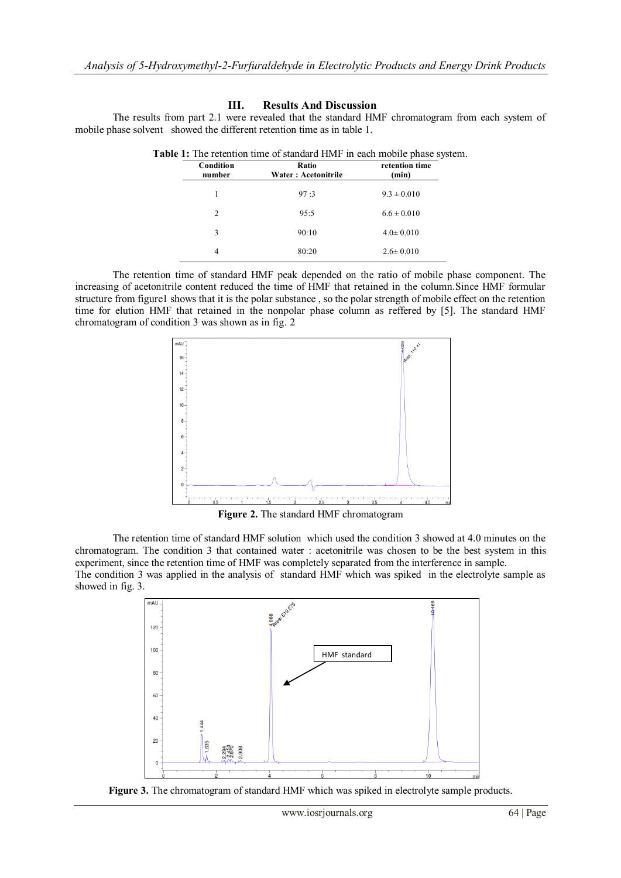## III. Results And Discussion

The results from part 2.1 were revealed that the standard HMF chromatogram from each system of mobile phase solvent showed the different retention time as in table 1.

**Table 1:** The retention time of standard HMF in each mobile phase system.

| Condition number | Ratio Water : Acetonitrile | retention time (min) |
|---|---|---|
| 1 | 97 :3 | 9.3 ± 0.010 |
| 2 | 95:5 | 6.6 ± 0.010 |
| 3 | 90:10 | 4.0± 0.010 |
| 4 | 80:20 | 2.6± 0.010 |

The retention time of standard HMF peak depended on the ratio of mobile phase component. The increasing of acetonitrile content reduced the time of HMF that retained in the column.Since HMF formular structure from figure1 shows that it is the polar substance , so the polar strength of mobile effect on the retention time for elution HMF that retained in the nonpolar phase column as reffered by [5]. The standard HMF chromatogram of condition 3 was shown as in fig. 2

**Figure 2.** The standard HMF chromatogram

The retention time of standard HMF solution which used the condition 3 showed at 4.0 minutes on the chromatogram. The condition 3 that contained water : acetonitrile was chosen to be the best system in this experiment, since the retention time of HMF was completely separated from the interference in sample.
The condition 3 was applied in the analysis of standard HMF which was spiked in the electrolyte sample as showed in fig. 3.

**Figure 3.** The chromatogram of standard HMF which was spiked in electrolyte sample products.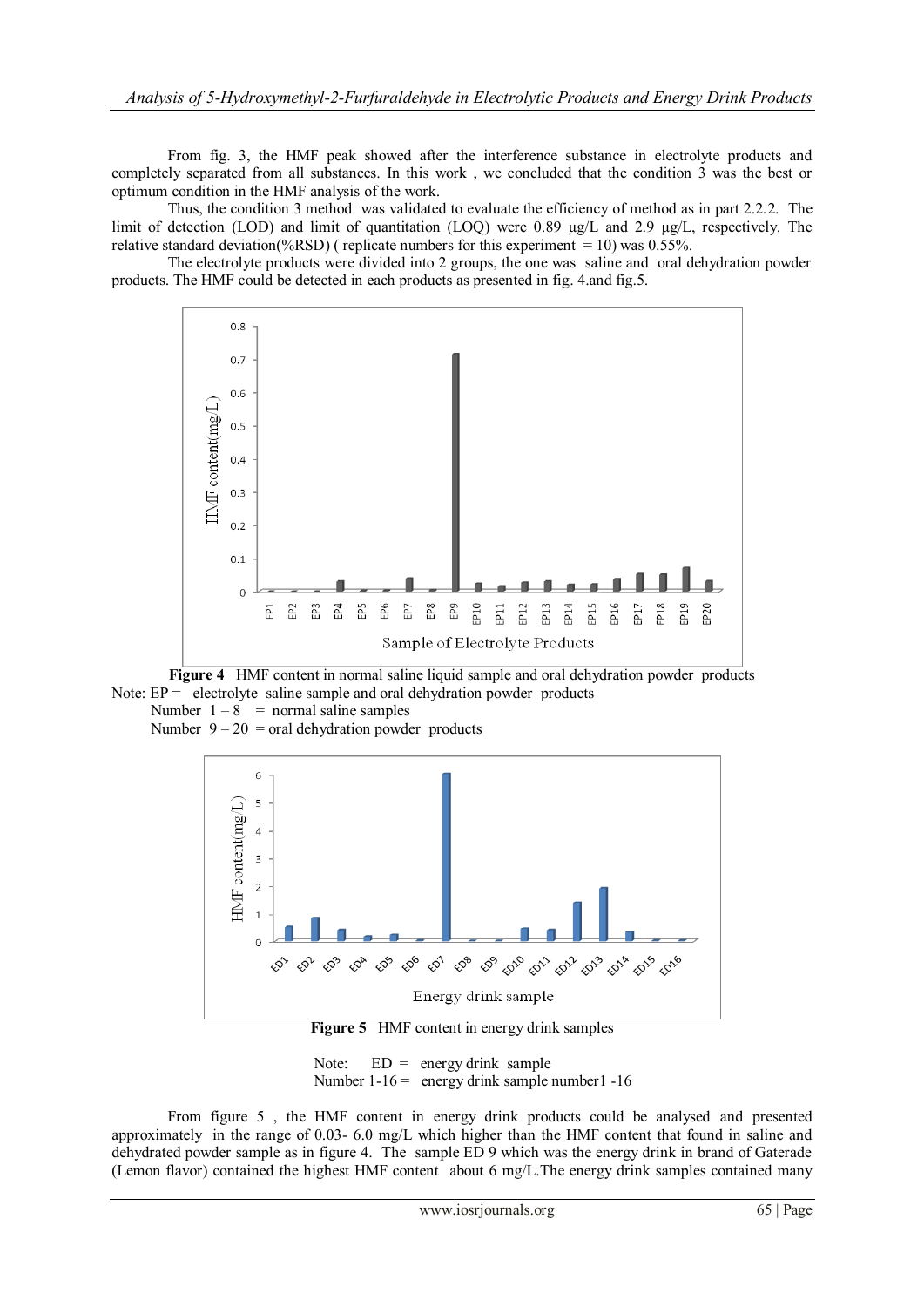From fig. 3, the HMF peak showed after the interference substance in electrolyte products and completely separated from all substances. In this work , we concluded that the condition 3 was the best or optimum condition in the HMF analysis of the work.

Thus, the condition 3 method was validated to evaluate the efficiency of method as in part 2.2.2. The limit of detection (LOD) and limit of quantitation (LOQ) were 0.89 µg/L and 2.9 µg/L, respectively. The relative standard deviation(%RSD) ( replicate numbers for this experiment = 10) was 0.55%.

The electrolyte products were divided into 2 groups, the one was saline and oral dehydration powder products. The HMF could be detected in each products as presented in fig. 4.and fig.5.

**Figure 4** HMF content in normal saline liquid sample and oral dehydration powder products

Note: EP = electrolyte saline sample and oral dehydration powder products
Number 1 – 8 = normal saline samples
Number 9 – 20 = oral dehydration powder products

**Figure 5** HMF content in energy drink samples

Note: ED = energy drink sample
Number 1-16 = energy drink sample number1 -16

From figure 5 , the HMF content in energy drink products could be analysed and presented approximately in the range of 0.03- 6.0 mg/L which higher than the HMF content that found in saline and dehydrated powder sample as in figure 4. The sample ED 9 which was the energy drink in brand of Gaterade (Lemon flavor) contained the highest HMF content about 6 mg/L.The energy drink samples contained many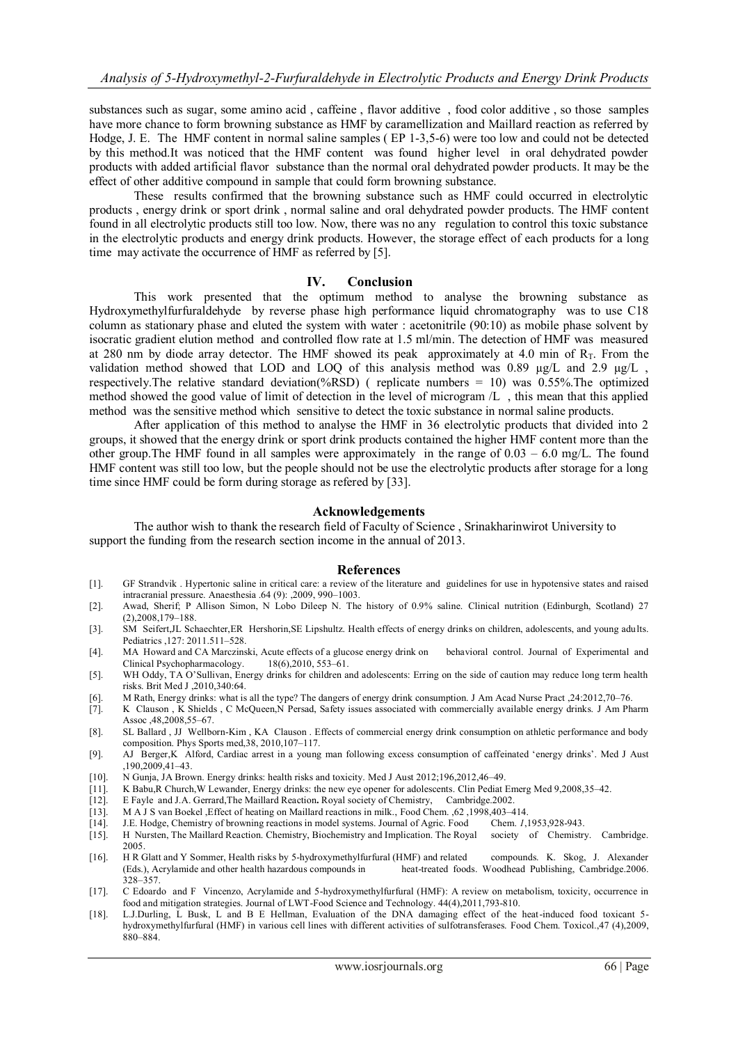substances such as sugar, some amino acid , caffeine , flavor additive , food color additive , so those samples have more chance to form browning substance as HMF by caramellization and Maillard reaction as referred by Hodge, J. E. The HMF content in normal saline samples ( EP 1-3,5-6) were too low and could not be detected by this method.It was noticed that the HMF content was found higher level in oral dehydrated powder products with added artificial flavor substance than the normal oral dehydrated powder products. It may be the effect of other additive compound in sample that could form browning substance.

These results confirmed that the browning substance such as HMF could occurred in electrolytic products , energy drink or sport drink , normal saline and oral dehydrated powder products. The HMF content found in all electrolytic products still too low. Now, there was no any regulation to control this toxic substance in the electrolytic products and energy drink products. However, the storage effect of each products for a long time may activate the occurrence of HMF as referred by [5].

## IV. Conclusion

This work presented that the optimum method to analyse the browning substance as Hydroxymethylfurfuraldehyde by reverse phase high performance liquid chromatography was to use C18 column as stationary phase and eluted the system with water : acetonitrile (90:10) as mobile phase solvent by isocratic gradient elution method and controlled flow rate at 1.5 ml/min. The detection of HMF was measured at 280 nm by diode array detector. The HMF showed its peak approximately at 4.0 min of $R_T$. From the validation method showed that LOD and LOQ of this analysis method was 0.89 µg/L and 2.9 µg/L , respectively.The relative standard deviation(%RSD) ( replicate numbers = 10) was 0.55%.The optimized method showed the good value of limit of detection in the level of microgram /L , this mean that this applied method was the sensitive method which sensitive to detect the toxic substance in normal saline products.

After application of this method to analyse the HMF in 36 electrolytic products that divided into 2 groups, it showed that the energy drink or sport drink products contained the higher HMF content more than the other group.The HMF found in all samples were approximately in the range of 0.03 – 6.0 mg/L. The found HMF content was still too low, but the people should not be use the electrolytic products after storage for a long time since HMF could be form during storage as refered by [33].

## Acknowledgements

The author wish to thank the research field of Faculty of Science , Srinakharinwirot University to support the funding from the research section income in the annual of 2013.

## References

[1]. GF Strandvik . Hypertonic saline in critical care: a review of the literature and guidelines for use in hypotensive states and raised intracranial pressure. Anaesthesia .64 (9): ,2009, 990–1003.

[2]. Awad, Sherif; P Allison Simon, N Lobo Dileep N. The history of 0.9% saline. Clinical nutrition (Edinburgh, Scotland) 27 (2),2008,179–188.

[3]. SM Seifert,JL Schaechter,ER Hershorin,SE Lipshultz. Health effects of energy drinks on children, adolescents, and young adults. Pediatrics ,127: 2011.511–528.

[4]. MA Howard and CA Marczinski, Acute effects of a glucose energy drink on behavioral control. Journal of Experimental and Clinical Psychopharmacology. 18(6),2010, 553–61.

[5]. WH Oddy, TA O'Sullivan, Energy drinks for children and adolescents: Erring on the side of caution may reduce long term health risks. Brit Med J ,2010,340:64.

[6]. M Rath, Energy drinks: what is all the type? The dangers of energy drink consumption. J Am Acad Nurse Pract ,24:2012,70–76.

[7]. K Clauson , K Shields , C McQueen,N Persad, Safety issues associated with commercially available energy drinks. J Am Pharm Assoc ,48,2008,55–67.

[8]. SL Ballard , JJ Wellborn-Kim , KA Clauson . Effects of commercial energy drink consumption on athletic performance and body composition. Phys Sports med,38, 2010,107–117.

[9]. AJ Berger,K Alford, Cardiac arrest in a young man following excess consumption of caffeinated 'energy drinks'. Med J Aust ,190,2009,41–43.

[10]. N Gunja, JA Brown. Energy drinks: health risks and toxicity. Med J Aust 2012;196,2012,46–49.

[11]. K Babu,R Church,W Lewander, Energy drinks: the new eye opener for adolescents. Clin Pediat Emerg Med 9,2008,35–42.

[12]. E Fayle and J.A. Gerrard,The Maillard Reaction**.** Royal society of Chemistry, Cambridge.2002.

[13]. M A J S van Boekel ,Effect of heating on Maillard reactions in milk., Food Chem. ,62 ,1998,403–414.

[14]. J.E. Hodge, Chemistry of browning reactions in model systems. Journal of Agric. Food Chem. *1*,1953,928-943.

[15]. H Nursten, The Maillard Reaction. Chemistry, Biochemistry and Implication. The Royal society of Chemistry. Cambridge. 2005.

[16]. H R Glatt and Y Sommer, Health risks by 5-hydroxymethylfurfural (HMF) and related compounds. K. Skog, J. Alexander (Eds.), Acrylamide and other health hazardous compounds in heat-treated foods. Woodhead Publishing, Cambridge.2006. 328–357.

[17]. C Edoardo and F Vincenzo, Acrylamide and 5-hydroxymethylfurfural (HMF): A review on metabolism, toxicity, occurrence in food and mitigation strategies. Journal of LWT-Food Science and Technology. 44(4),2011,793-810.

[18]. L.J.Durling, L Busk, L and B E Hellman, Evaluation of the DNA damaging effect of the heat-induced food toxicant 5-hydroxymethylfurfural (HMF) in various cell lines with different activities of sulfotransferases. Food Chem. Toxicol.,47 (4),2009, 880–884.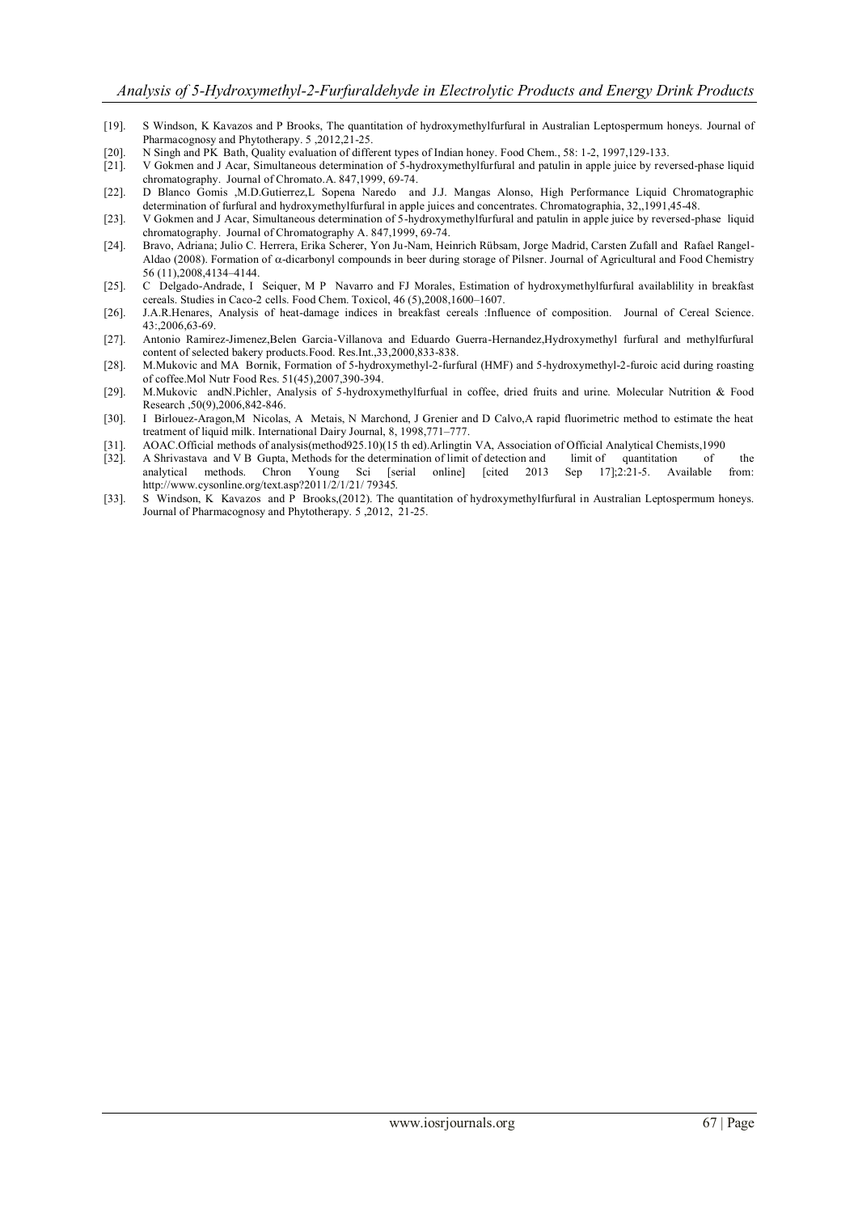[19]. S Windson, K Kavazos and P Brooks, The quantitation of hydroxymethylfurfural in Australian Leptospermum honeys. Journal of Pharmacognosy and Phytotherapy. 5 ,2012,21-25.

[20]. N Singh and PK Bath, Quality evaluation of different types of Indian honey. Food Chem., 58: 1-2, 1997,129-133.

[21]. V Gokmen and J Acar, Simultaneous determination of 5-hydroxymethylfurfural and patulin in apple juice by reversed-phase liquid chromatography. Journal of Chromato.A. 847,1999, 69-74.

[22]. D Blanco Gomis ,M.D.Gutierrez,L Sopena Naredo and J.J. Mangas Alonso, High Performance Liquid Chromatographic determination of furfural and hydroxymethylfurfural in apple juices and concentrates. Chromatographia, 32,,1991,45-48.

[23]. V Gokmen and J Acar, Simultaneous determination of 5-hydroxymethylfurfural and patulin in apple juice by reversed-phase liquid chromatography. Journal of Chromatography A. 847,1999, 69-74.

[24]. Bravo, Adriana; Julio C. Herrera, Erika Scherer, Yon Ju-Nam, Heinrich Rübsam, Jorge Madrid, Carsten Zufall and Rafael Rangel-Aldao (2008). Formation of α-dicarbonyl compounds in beer during storage of Pilsner. Journal of Agricultural and Food Chemistry 56 (11),2008,4134–4144.

[25]. C Delgado-Andrade, I Seiquer, M P Navarro and FJ Morales, Estimation of hydroxymethylfurfural availablility in breakfast cereals. Studies in Caco-2 cells. Food Chem. Toxicol, 46 (5),2008,1600–1607.

[26]. J.A.R.Henares, Analysis of heat-damage indices in breakfast cereals :Influence of composition. Journal of Cereal Science. 43:,2006,63-69.

[27]. Antonio Ramirez-Jimenez,Belen Garcia-Villanova and Eduardo Guerra-Hernandez,Hydroxymethyl furfural and methylfurfural content of selected bakery products.Food. Res.Int.,33,2000,833-838.

[28]. M.Mukovic and MA Bornik, Formation of 5-hydroxymethyl-2-furfural (HMF) and 5-hydroxymethyl-2-furoic acid during roasting of coffee.Mol Nutr Food Res. 51(45),2007,390-394.

[29]. M.Mukovic andN.Pichler, Analysis of 5-hydroxymethylfurfual in coffee, dried fruits and urine. Molecular Nutrition & Food Research ,50(9),2006,842-846.

[30]. I Birlouez-Aragon,M Nicolas, A Metais, N Marchond, J Grenier and D Calvo,A rapid fluorimetric method to estimate the heat treatment of liquid milk. International Dairy Journal, 8, 1998,771–777.

[31]. AOAC.Official methods of analysis(method925.10)(15 th ed).Arlingtin VA, Association of Official Analytical Chemists,1990

[32]. A Shrivastava and V B Gupta, Methods for the determination of limit of detection and limit of quantitation of the analytical methods. Chron Young Sci [serial online] [cited 2013 Sep 17];2:21-5. Available from: http://www.cysonline.org/text.asp?2011/2/1/21/ 79345.

[33]. S Windson, K Kavazos and P Brooks,(2012). The quantitation of hydroxymethylfurfural in Australian Leptospermum honeys. Journal of Pharmacognosy and Phytotherapy. 5 ,2012, 21-25.